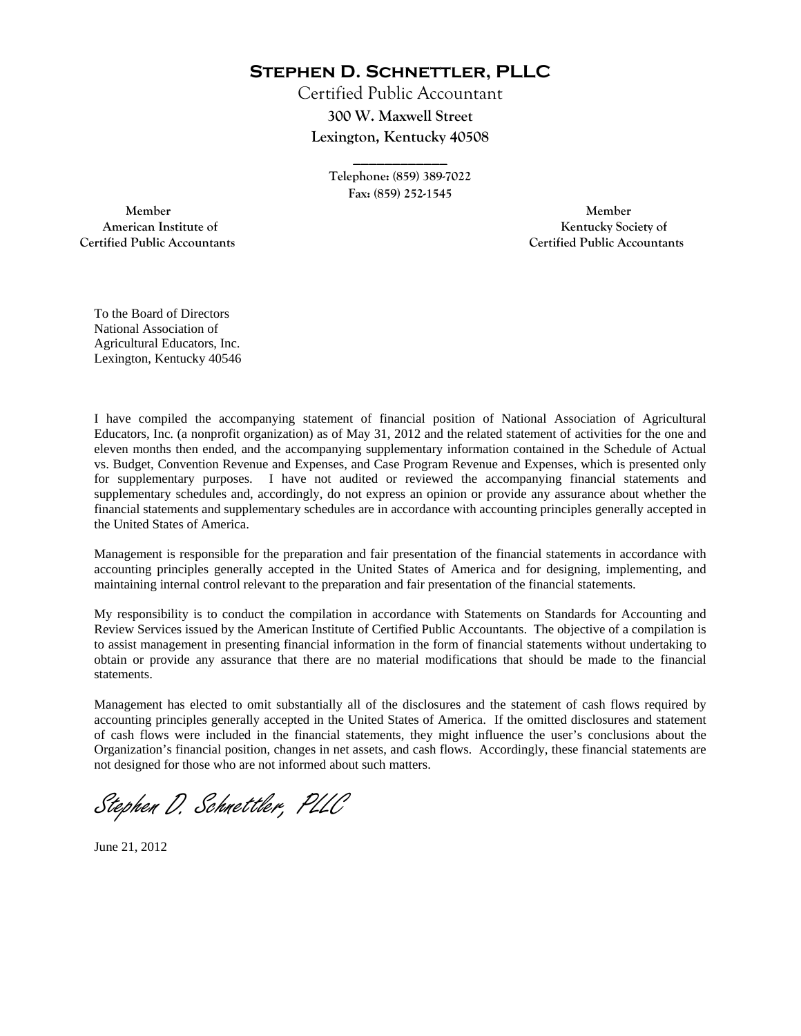# Stephen D. Schnettler, PLLC

Certified Public Accountant
300 W. Maxwell Street
Lexington, Kentucky 40508

Telephone: (859) 389-7022
Fax: (859) 252-1545

Member
American Institute of
Certified Public Accountants

Member
Kentucky Society of
Certified Public Accountants

To the Board of Directors
National Association of
Agricultural Educators, Inc.
Lexington, Kentucky 40546

I have compiled the accompanying statement of financial position of National Association of Agricultural Educators, Inc. (a nonprofit organization) as of May 31, 2012 and the related statement of activities for the one and eleven months then ended, and the accompanying supplementary information contained in the Schedule of Actual vs. Budget, Convention Revenue and Expenses, and Case Program Revenue and Expenses, which is presented only for supplementary purposes. I have not audited or reviewed the accompanying financial statements and supplementary schedules and, accordingly, do not express an opinion or provide any assurance about whether the financial statements and supplementary schedules are in accordance with accounting principles generally accepted in the United States of America.

Management is responsible for the preparation and fair presentation of the financial statements in accordance with accounting principles generally accepted in the United States of America and for designing, implementing, and maintaining internal control relevant to the preparation and fair presentation of the financial statements.

My responsibility is to conduct the compilation in accordance with Statements on Standards for Accounting and Review Services issued by the American Institute of Certified Public Accountants. The objective of a compilation is to assist management in presenting financial information in the form of financial statements without undertaking to obtain or provide any assurance that there are no material modifications that should be made to the financial statements.

Management has elected to omit substantially all of the disclosures and the statement of cash flows required by accounting principles generally accepted in the United States of America. If the omitted disclosures and statement of cash flows were included in the financial statements, they might influence the user's conclusions about the Organization's financial position, changes in net assets, and cash flows. Accordingly, these financial statements are not designed for those who are not informed about such matters.

*Stephen D. Schnettler, PLLC*

June 21, 2012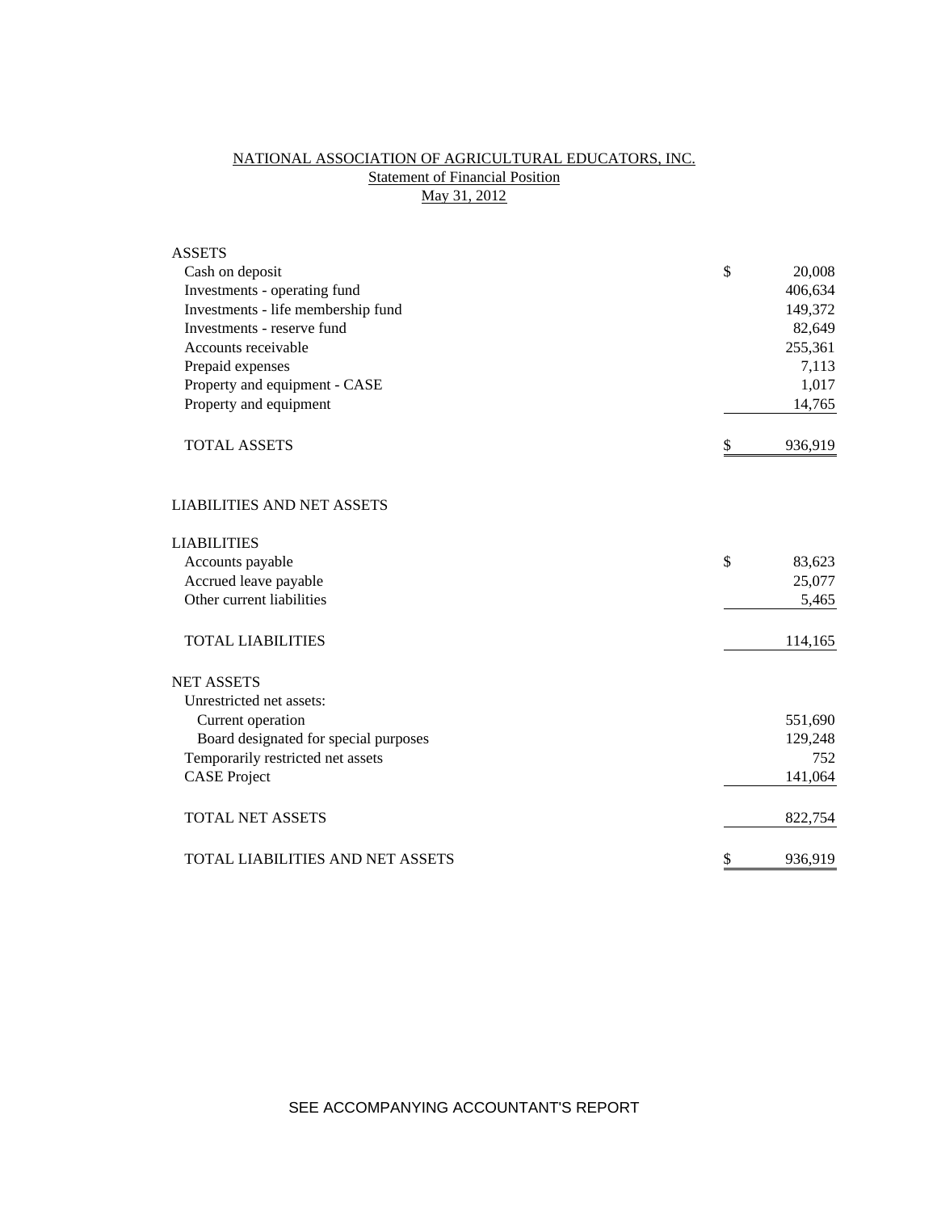# NATIONAL ASSOCIATION OF AGRICULTURAL EDUCATORS, INC.

## Statement of Financial Position

### May 31, 2012

| | |
|---|---|
| **ASSETS** | |
| Cash on deposit | $ 20,008 |
| Investments - operating fund | 406,634 |
| Investments - life membership fund | 149,372 |
| Investments - reserve fund | 82,649 |
| Accounts receivable | 255,361 |
| Prepaid expenses | 7,113 |
| Property and equipment - CASE | 1,017 |
| Property and equipment | 14,765 |
| TOTAL ASSETS | $ 936,919 |
| | |
| **LIABILITIES AND NET ASSETS** | |
| | |
| **LIABILITIES** | |
| Accounts payable | $ 83,623 |
| Accrued leave payable | 25,077 |
| Other current liabilities | 5,465 |
| TOTAL LIABILITIES | 114,165 |
| | |
| **NET ASSETS** | |
| Unrestricted net assets: | |
| Current operation | 551,690 |
| Board designated for special purposes | 129,248 |
| Temporarily restricted net assets | 752 |
| CASE Project | 141,064 |
| TOTAL NET ASSETS | 822,754 |
| | |
| TOTAL LIABILITIES AND NET ASSETS | $ 936,919 |

SEE ACCOMPANYING ACCOUNTANT'S REPORT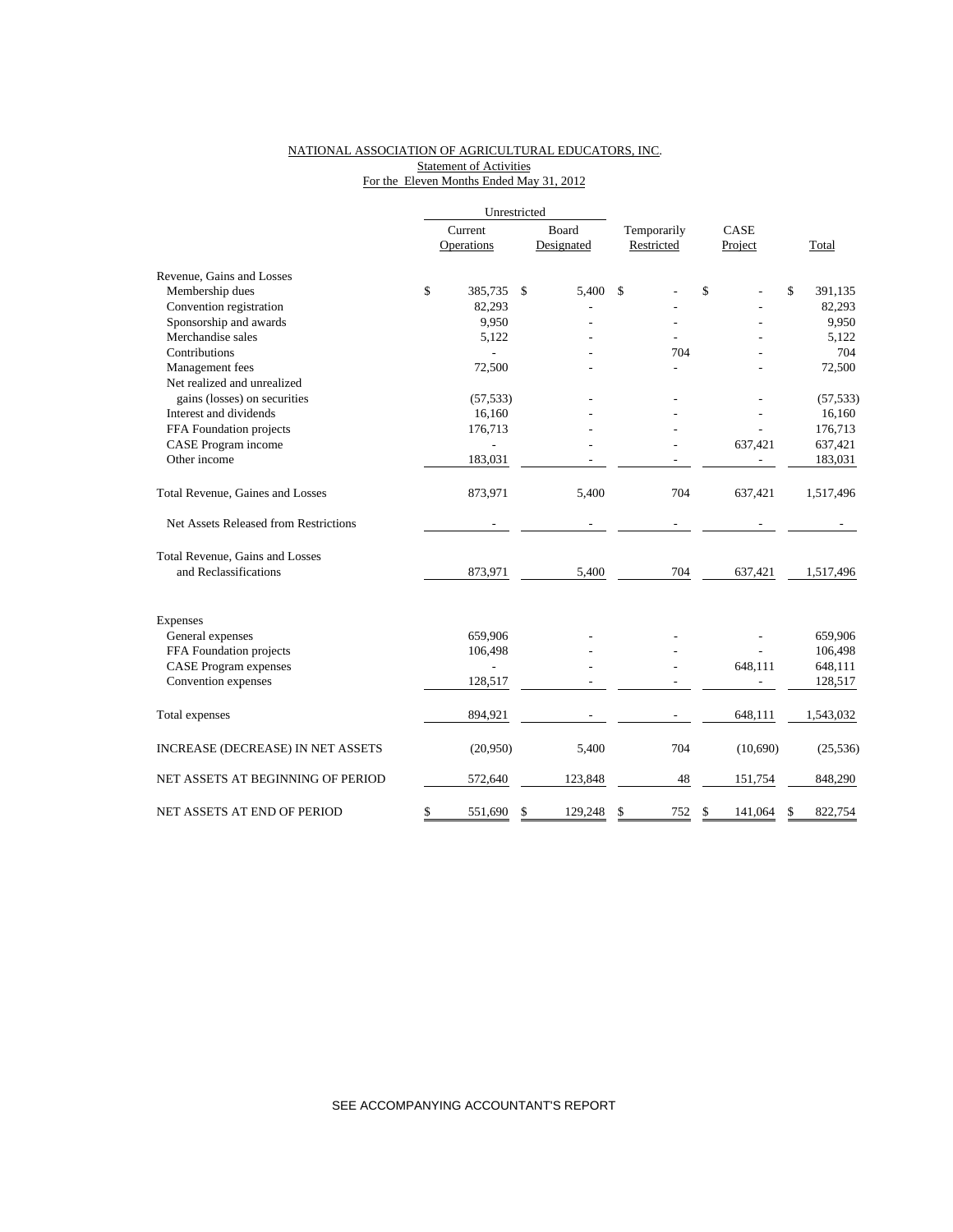NATIONAL ASSOCIATION OF AGRICULTURAL EDUCATORS, INC.
Statement of Activities
For the Eleven Months Ended May 31, 2012

| | Unrestricted | | | | |
|---|---|---|---|---|---|
| | Current Operations | Board Designated | Temporarily Restricted | CASE Project | Total |
| Revenue, Gains and Losses | | | | | |
| Membership dues | $ 385,735 | $ 5,400 | $ - | $ - | $ 391,135 |
| Convention registration | 82,293 | - | - | - | 82,293 |
| Sponsorship and awards | 9,950 | - | - | - | 9,950 |
| Merchandise sales | 5,122 | - | - | - | 5,122 |
| Contributions | - | - | 704 | - | 704 |
| Management fees | 72,500 | - | - | - | 72,500 |
| Net realized and unrealized gains (losses) on securities | (57,533) | - | - | - | (57,533) |
| Interest and dividends | 16,160 | - | - | - | 16,160 |
| FFA Foundation projects | 176,713 | - | - | - | 176,713 |
| CASE Program income | - | - | - | 637,421 | 637,421 |
| Other income | 183,031 | - | - | - | 183,031 |
| Total Revenue, Gaines and Losses | 873,971 | 5,400 | 704 | 637,421 | 1,517,496 |
| Net Assets Released from Restrictions | - | - | - | - | - |
| Total Revenue, Gains and Losses and Reclassifications | 873,971 | 5,400 | 704 | 637,421 | 1,517,496 |
| Expenses | | | | | |
| General expenses | 659,906 | - | - | - | 659,906 |
| FFA Foundation projects | 106,498 | - | - | - | 106,498 |
| CASE Program expenses | - | - | - | 648,111 | 648,111 |
| Convention expenses | 128,517 | - | - | - | 128,517 |
| Total expenses | 894,921 | - | - | 648,111 | 1,543,032 |
| INCREASE (DECREASE) IN NET ASSETS | (20,950) | 5,400 | 704 | (10,690) | (25,536) |
| NET ASSETS AT BEGINNING OF PERIOD | 572,640 | 123,848 | 48 | 151,754 | 848,290 |
| NET ASSETS AT END OF PERIOD | $ 551,690 | $ 129,248 | $ 752 | $ 141,064 | $ 822,754 |

SEE ACCOMPANYING ACCOUNTANT'S REPORT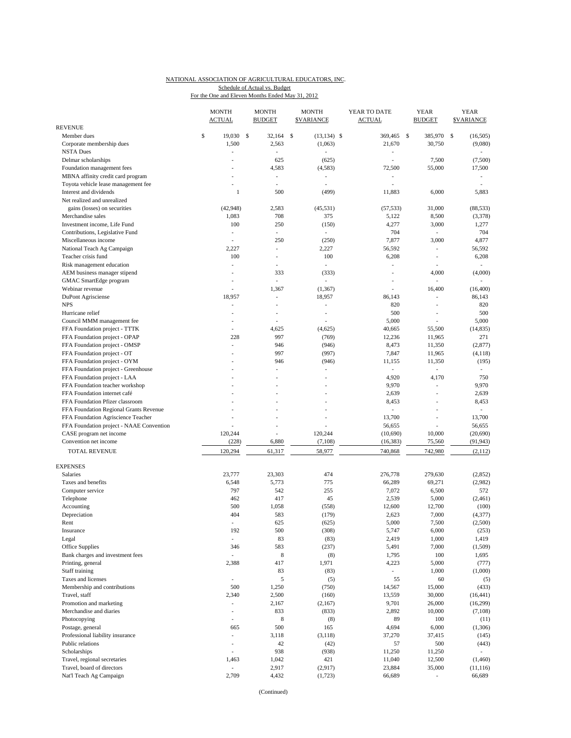NATIONAL ASSOCIATION OF AGRICULTURAL EDUCATORS, INC.

Schedule of Actual vs. Budget

For the One and Eleven Months Ended May 31, 2012

| | MONTH ACTUAL | MONTH BUDGET | MONTH $VARIANCE | YEAR TO DATE ACTUAL | YEAR BUDGET | YEAR $VARIANCE |
|---|---|---|---|---|---|---|
| REVENUE | | | | | | |
| Member dues | $ 19,030 | $ 32,164 | $ (13,134) | $ 369,465 | $ 385,970 | $ (16,505) |
| Corporate membership dues | 1,500 | 2,563 | (1,063) | 21,670 | 30,750 | (9,080) |
| NSTA Dues | - | - | - | - | | - |
| Delmar scholarships | - | 625 | (625) | - | 7,500 | (7,500) |
| Foundation management fees | - | 4,583 | (4,583) | 72,500 | 55,000 | 17,500 |
| MBNA affinity credit card program | - | - | - | - | | - |
| Toyota vehicle lease management fee | - | - | - | - | | - |
| Interest and dividends | 1 | 500 | (499) | 11,883 | 6,000 | 5,883 |
| Net realized and unrealized gains (losses) on securities | (42,948) | 2,583 | (45,531) | (57,533) | 31,000 | (88,533) |
| Merchandise sales | 1,083 | 708 | 375 | 5,122 | 8,500 | (3,378) |
| Investment income, Life Fund | 100 | 250 | (150) | 4,277 | 3,000 | 1,277 |
| Contributions, Legislative Fund | - | - | - | 704 | - | 704 |
| Miscellaneous income | - | 250 | (250) | 7,877 | 3,000 | 4,877 |
| National Teach Ag Campaign | 2,227 | - | 2,227 | 56,592 | - | 56,592 |
| Teacher crisis fund | 100 | - | 100 | 6,208 | - | 6,208 |
| Risk management education | - | - | - | - | - | - |
| AEM business manager stipend | - | 333 | (333) | - | 4,000 | (4,000) |
| GMAC SmartEdge program | - | - | - | - | - | - |
| Webinar revenue | - | 1,367 | (1,367) | - | 16,400 | (16,400) |
| DuPont Agrisciense | 18,957 | - | 18,957 | 86,143 | - | 86,143 |
| NPS | - | - | - | 820 | - | 820 |
| Hurricane relief | - | - | - | 500 | - | 500 |
| Council MMM management fee | - | - | - | 5,000 | - | 5,000 |
| FFA Foundation project - TTTK | - | 4,625 | (4,625) | 40,665 | 55,500 | (14,835) |
| FFA Foundation project - OPAP | 228 | 997 | (769) | 12,236 | 11,965 | 271 |
| FFA Foundation project - OMSP | - | 946 | (946) | 8,473 | 11,350 | (2,877) |
| FFA Foundation project - OT | - | 997 | (997) | 7,847 | 11,965 | (4,118) |
| FFA Foundation project - OYM | - | 946 | (946) | 11,155 | 11,350 | (195) |
| FFA Foundation project - Greenhouse | - | - | - | - | - | - |
| FFA Foundation project - LAA | - | - | - | 4,920 | 4,170 | 750 |
| FFA Foundation teacher workshop | - | - | - | 9,970 | - | 9,970 |
| FFA Foundation internet café | - | - | - | 2,639 | - | 2,639 |
| FFA Foundation Pfizer classroom | - | - | - | 8,453 | - | 8,453 |
| FFA Foundation Regional Grants Revenue | - | - | - | - | - | - |
| FFA Foundation Agriscience Teacher | - | - | - | 13,700 | - | 13,700 |
| FFA Foundation project - NAAE Convention | - | - | - | 56,655 | - | 56,655 |
| CASE program net income | 120,244 | - | 120,244 | (10,690) | 10,000 | (20,690) |
| Convention net income | (228) | 6,880 | (7,108) | (16,383) | 75,560 | (91,943) |
| TOTAL REVENUE | 120,294 | 61,317 | 58,977 | 740,868 | 742,980 | (2,112) |
| EXPENSES | | | | | | |
| Salaries | 23,777 | 23,303 | 474 | 276,778 | 279,630 | (2,852) |
| Taxes and benefits | 6,548 | 5,773 | 775 | 66,289 | 69,271 | (2,982) |
| Computer service | 797 | 542 | 255 | 7,072 | 6,500 | 572 |
| Telephone | 462 | 417 | 45 | 2,539 | 5,000 | (2,461) |
| Accounting | 500 | 1,058 | (558) | 12,600 | 12,700 | (100) |
| Depreciation | 404 | 583 | (179) | 2,623 | 7,000 | (4,377) |
| Rent | - | 625 | (625) | 5,000 | 7,500 | (2,500) |
| Insurance | 192 | 500 | (308) | 5,747 | 6,000 | (253) |
| Legal | - | 83 | (83) | 2,419 | 1,000 | 1,419 |
| Office Supplies | 346 | 583 | (237) | 5,491 | 7,000 | (1,509) |
| Bank charges and investment fees | - | 8 | (8) | 1,795 | 100 | 1,695 |
| Printing, general | 2,388 | 417 | 1,971 | 4,223 | 5,000 | (777) |
| Staff training | | 83 | (83) | - | 1,000 | (1,000) |
| Taxes and licenses | - | 5 | (5) | 55 | 60 | (5) |
| Membership and contributions | 500 | 1,250 | (750) | 14,567 | 15,000 | (433) |
| Travel, staff | 2,340 | 2,500 | (160) | 13,559 | 30,000 | (16,441) |
| Promotion and marketing | - | 2,167 | (2,167) | 9,701 | 26,000 | (16,299) |
| Merchandise and diaries | - | 833 | (833) | 2,892 | 10,000 | (7,108) |
| Photocopying | - | 8 | (8) | 89 | 100 | (11) |
| Postage, general | 665 | 500 | 165 | 4,694 | 6,000 | (1,306) |
| Professional liability insurance | - | 3,118 | (3,118) | 37,270 | 37,415 | (145) |
| Public relations | - | 42 | (42) | 57 | 500 | (443) |
| Scholarships | - | 938 | (938) | 11,250 | 11,250 | - |
| Travel, regional secretaries | 1,463 | 1,042 | 421 | 11,040 | 12,500 | (1,460) |
| Travel, board of directors | - | 2,917 | (2,917) | 23,884 | 35,000 | (11,116) |
| Nat'l Teach Ag Campaign | 2,709 | 4,432 | (1,723) | 66,689 | - | 66,689 |

(Continued)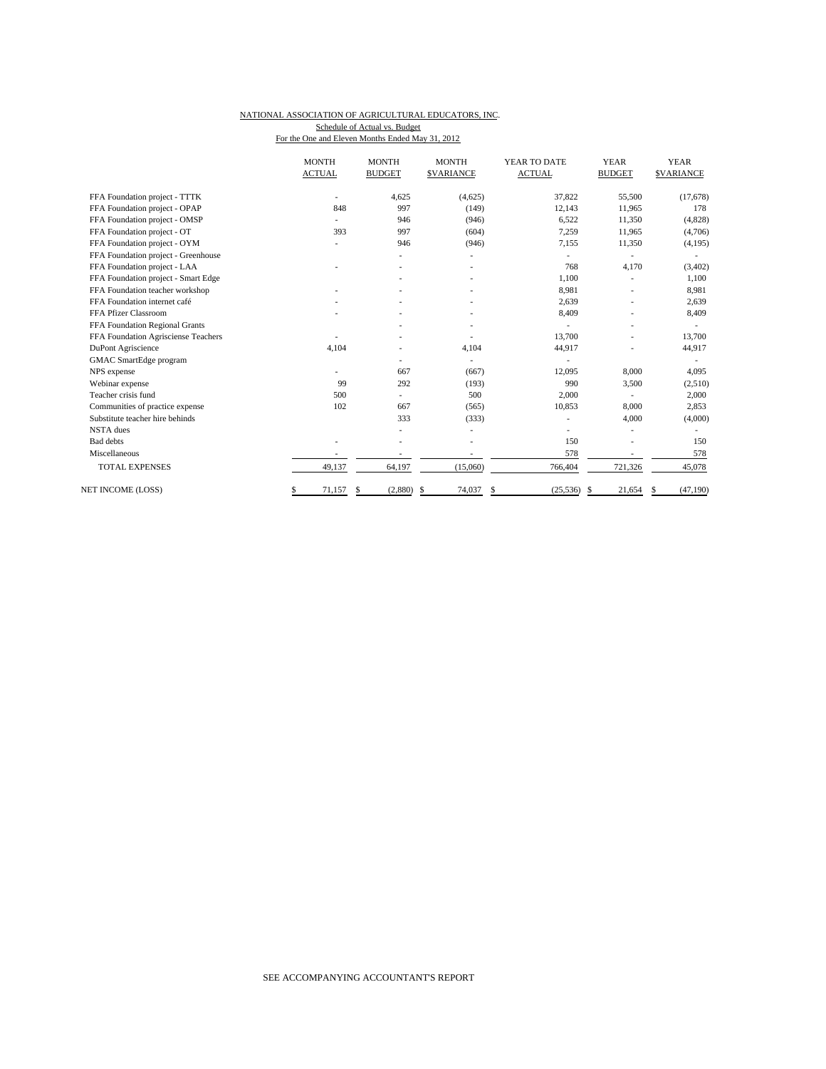NATIONAL ASSOCIATION OF AGRICULTURAL EDUCATORS, INC.

Schedule of Actual vs. Budget

For the One and Eleven Months Ended May 31, 2012

| | MONTH ACTUAL | MONTH BUDGET | MONTH $VARIANCE | YEAR TO DATE ACTUAL | YEAR BUDGET | YEAR $VARIANCE |
|---|---|---|---|---|---|---|
| FFA Foundation project - TTTK | - | 4,625 | (4,625) | 37,822 | 55,500 | (17,678) |
| FFA Foundation project - OPAP | 848 | 997 | (149) | 12,143 | 11,965 | 178 |
| FFA Foundation project - OMSP | - | 946 | (946) | 6,522 | 11,350 | (4,828) |
| FFA Foundation project - OT | 393 | 997 | (604) | 7,259 | 11,965 | (4,706) |
| FFA Foundation project - OYM | - | 946 | (946) | 7,155 | 11,350 | (4,195) |
| FFA Foundation project - Greenhouse | | - | - | - | - | - |
| FFA Foundation project - LAA | - | - | - | 768 | 4,170 | (3,402) |
| FFA Foundation project - Smart Edge | | - | - | 1,100 | - | 1,100 |
| FFA Foundation teacher workshop | - | - | - | 8,981 | - | 8,981 |
| FFA Foundation internet café | - | - | - | 2,639 | - | 2,639 |
| FFA Pfizer Classroom | - | - | - | 8,409 | - | 8,409 |
| FFA Foundation Regional Grants | | - | - | - | - | - |
| FFA Foundation Agrisciense Teachers | - | - | - | 13,700 | - | 13,700 |
| DuPont Agriscience | 4,104 | - | 4,104 | 44,917 | - | 44,917 |
| GMAC SmartEdge program | | - | - | - | | - |
| NPS expense | - | 667 | (667) | 12,095 | 8,000 | 4,095 |
| Webinar expense | 99 | 292 | (193) | 990 | 3,500 | (2,510) |
| Teacher crisis fund | 500 | - | 500 | 2,000 | - | 2,000 |
| Communities of practice expense | 102 | 667 | (565) | 10,853 | 8,000 | 2,853 |
| Substitute teacher hire behinds | | 333 | (333) | - | 4,000 | (4,000) |
| NSTA dues | | - | - | - | - | - |
| Bad debts | - | - | - | 150 | - | 150 |
| Miscellaneous | - | - | - | 578 | - | 578 |
| TOTAL EXPENSES | 49,137 | 64,197 | (15,060) | 766,404 | 721,326 | 45,078 |
| NET INCOME (LOSS) | $ 71,157 | $ (2,880) | $ 74,037 | $ (25,536) | $ 21,654 | $ (47,190) |

SEE ACCOMPANYING ACCOUNTANT'S REPORT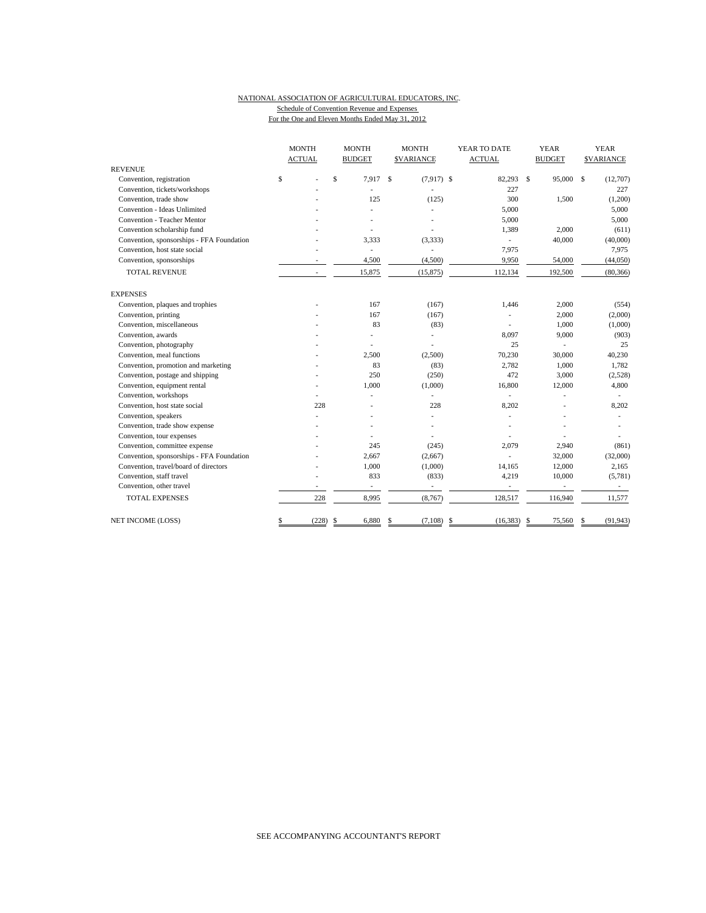NATIONAL ASSOCIATION OF AGRICULTURAL EDUCATORS, INC.

Schedule of Convention Revenue and Expenses

For the One and Eleven Months Ended May 31, 2012

| | MONTH ACTUAL | MONTH BUDGET | MONTH $VARIANCE | YEAR TO DATE ACTUAL | YEAR BUDGET | YEAR $VARIANCE |
|---|---|---|---|---|---|---|
| REVENUE | | | | | | |
| Convention, registration | $ - | $ 7,917 | $ (7,917) | $ 82,293 | $ 95,000 | $ (12,707) |
| Convention, tickets/workshops | - | - | - | 227 | | 227 |
| Convention, trade show | - | 125 | (125) | 300 | 1,500 | (1,200) |
| Convention - Ideas Unlimited | - | - | - | 5,000 | | 5,000 |
| Convention - Teacher Mentor | - | - | - | 5,000 | | 5,000 |
| Convention scholarship fund | - | - | - | 1,389 | 2,000 | (611) |
| Convention, sponsorships - FFA Foundation | - | 3,333 | (3,333) | - | 40,000 | (40,000) |
| Convention, host state social | - | - | - | 7,975 | | 7,975 |
| Convention, sponsorships | - | 4,500 | (4,500) | 9,950 | 54,000 | (44,050) |
| TOTAL REVENUE | - | 15,875 | (15,875) | 112,134 | 192,500 | (80,366) |
| EXPENSES | | | | | | |
| Convention, plaques and trophies | - | 167 | (167) | 1,446 | 2,000 | (554) |
| Convention, printing | - | 167 | (167) | - | 2,000 | (2,000) |
| Convention, miscellaneous | - | 83 | (83) | - | 1,000 | (1,000) |
| Convention, awards | - | - | - | 8,097 | 9,000 | (903) |
| Convention, photography | - | - | - | 25 | - | 25 |
| Convention, meal functions | - | 2,500 | (2,500) | 70,230 | 30,000 | 40,230 |
| Convention, promotion and marketing | - | 83 | (83) | 2,782 | 1,000 | 1,782 |
| Convention, postage and shipping | - | 250 | (250) | 472 | 3,000 | (2,528) |
| Convention, equipment rental | - | 1,000 | (1,000) | 16,800 | 12,000 | 4,800 |
| Convention, workshops | - | - | - | - | - | - |
| Convention, host state social | 228 | - | 228 | 8,202 | - | 8,202 |
| Convention, speakers | - | - | - | - | - | - |
| Convention, trade show expense | - | - | - | - | - | - |
| Convention, tour expenses | - | - | - | - | - | - |
| Convention, committee expense | - | 245 | (245) | 2,079 | 2,940 | (861) |
| Convention, sponsorships - FFA Foundation | - | 2,667 | (2,667) | - | 32,000 | (32,000) |
| Convention, travel/board of directors | - | 1,000 | (1,000) | 14,165 | 12,000 | 2,165 |
| Convention, staff travel | - | 833 | (833) | 4,219 | 10,000 | (5,781) |
| Convention, other travel | - | - | - | - | - | - |
| TOTAL EXPENSES | 228 | 8,995 | (8,767) | 128,517 | 116,940 | 11,577 |
| NET INCOME (LOSS) | $ (228) | $ 6,880 | $ (7,108) | $ (16,383) | $ 75,560 | $ (91,943) |

SEE ACCOMPANYING ACCOUNTANT'S REPORT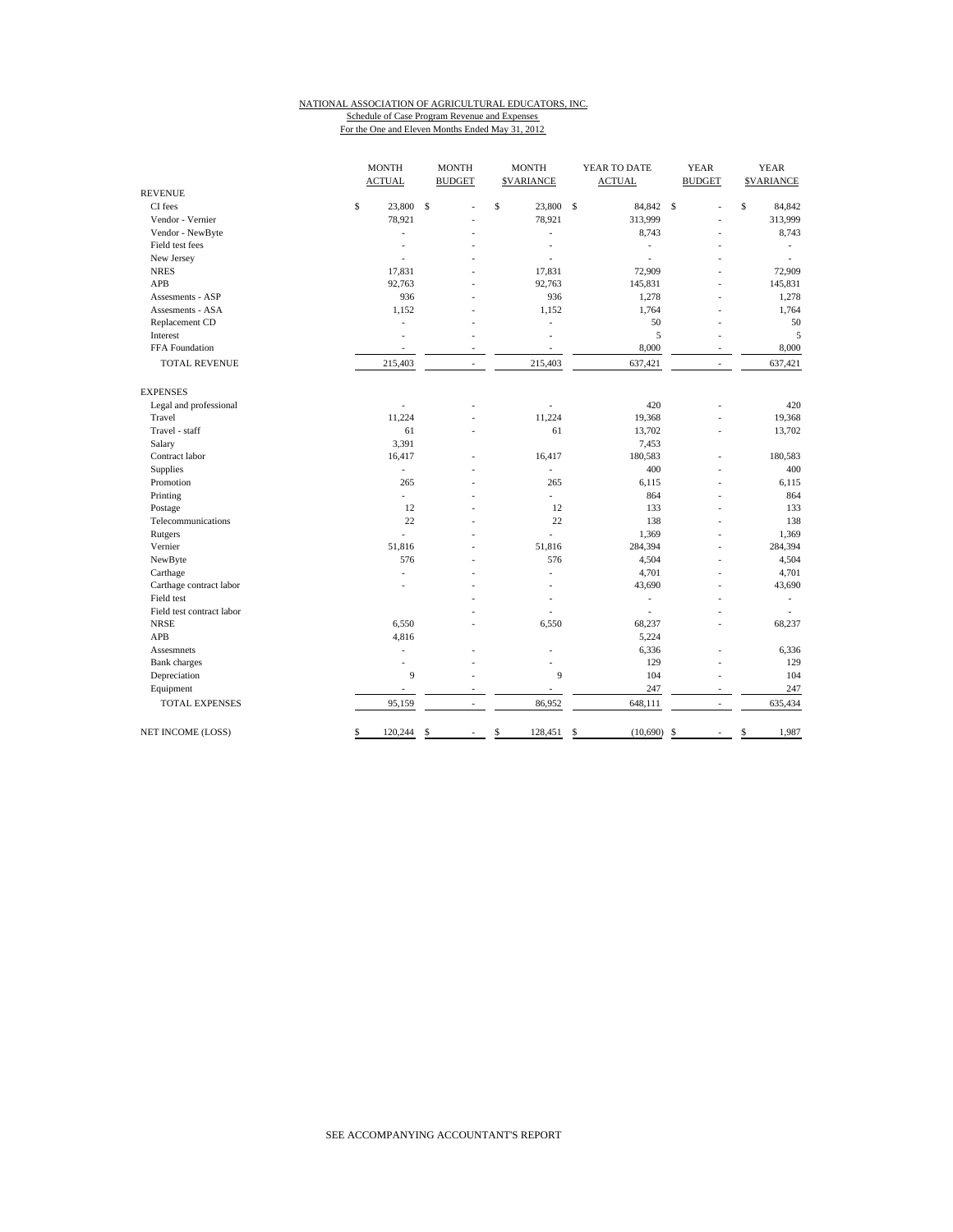NATIONAL ASSOCIATION OF AGRICULTURAL EDUCATORS, INC.

Schedule of Case Program Revenue and Expenses

For the One and Eleven Months Ended May 31, 2012

| | MONTH ACTUAL | MONTH BUDGET | MONTH $VARIANCE | YEAR TO DATE ACTUAL | YEAR BUDGET | YEAR $VARIANCE |
|---|---|---|---|---|---|---|
| REVENUE | | | | | | |
| CI fees | $ 23,800 | $ - | $ 23,800 | $ 84,842 | $ - | $ 84,842 |
| Vendor - Vernier | 78,921 | - | 78,921 | 313,999 | - | 313,999 |
| Vendor - NewByte | - | - | - | 8,743 | - | 8,743 |
| Field test fees | - | - | - | - | - | - |
| New Jersey | - | - | - | - | - | - |
| NRES | 17,831 | - | 17,831 | 72,909 | - | 72,909 |
| APB | 92,763 | - | 92,763 | 145,831 | - | 145,831 |
| Assesments - ASP | 936 | - | 936 | 1,278 | - | 1,278 |
| Assesments - ASA | 1,152 | - | 1,152 | 1,764 | - | 1,764 |
| Replacement CD | - | - | - | 50 | - | 50 |
| Interest | - | - | - | 5 | - | 5 |
| FFA Foundation | - | - | - | 8,000 | - | 8,000 |
| TOTAL REVENUE | 215,403 | - | 215,403 | 637,421 | - | 637,421 |
| EXPENSES | | | | | | |
| Legal and professional | - | - | - | 420 | - | 420 |
| Travel | 11,224 | - | 11,224 | 19,368 | - | 19,368 |
| Travel - staff | 61 | - | 61 | 13,702 | - | 13,702 |
| Salary | 3,391 | | | 7,453 | | |
| Contract labor | 16,417 | - | 16,417 | 180,583 | - | 180,583 |
| Supplies | - | - | - | 400 | - | 400 |
| Promotion | 265 | - | 265 | 6,115 | - | 6,115 |
| Printing | - | - | - | 864 | - | 864 |
| Postage | 12 | - | 12 | 133 | - | 133 |
| Telecommunications | 22 | - | 22 | 138 | - | 138 |
| Rutgers | - | - | - | 1,369 | - | 1,369 |
| Vernier | 51,816 | - | 51,816 | 284,394 | - | 284,394 |
| NewByte | 576 | - | 576 | 4,504 | - | 4,504 |
| Carthage | - | - | - | 4,701 | - | 4,701 |
| Carthage contract labor | - | - | - | 43,690 | - | 43,690 |
| Field test | | - | - | - | - | - |
| Field test contract labor | | - | - | - | - | - |
| NRSE | 6,550 | - | 6,550 | 68,237 | - | 68,237 |
| APB | 4,816 | | | 5,224 | | |
| Assesmnets | - | - | - | 6,336 | - | 6,336 |
| Bank charges | - | - | - | 129 | - | 129 |
| Depreciation | 9 | - | 9 | 104 | - | 104 |
| Equipment | - | - | - | 247 | - | 247 |
| TOTAL EXPENSES | 95,159 | - | 86,952 | 648,111 | - | 635,434 |
| NET INCOME (LOSS) | $ 120,244 | $ - | $ 128,451 | $ (10,690) | $ - | $ 1,987 |

SEE ACCOMPANYING ACCOUNTANT'S REPORT